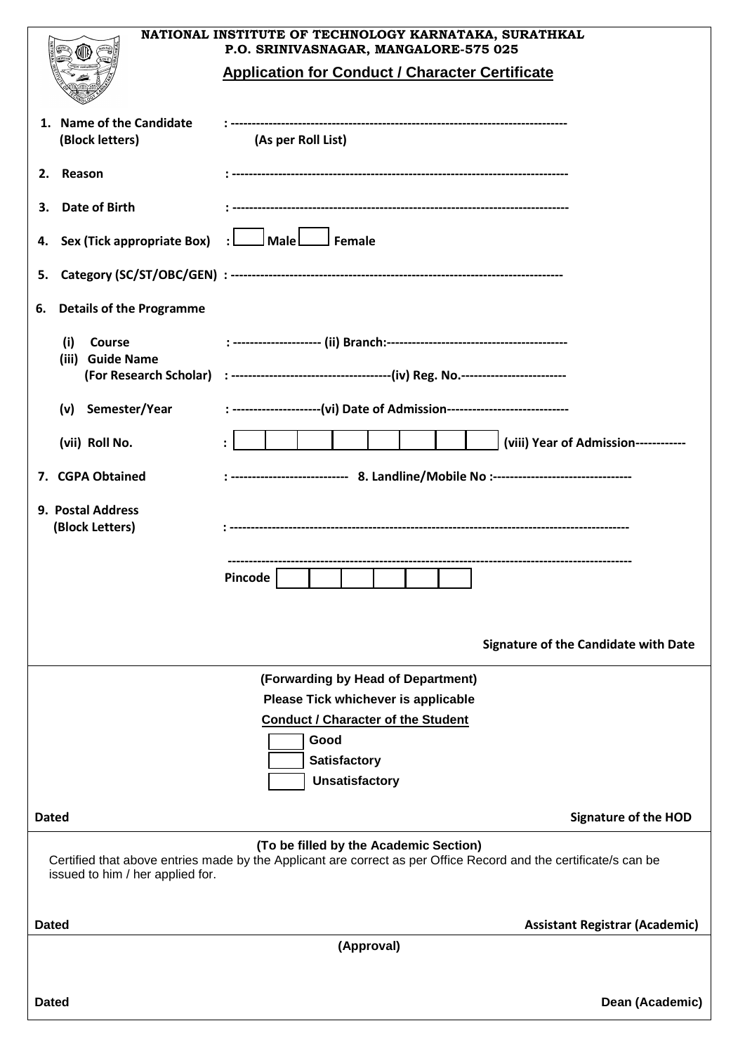**NATIONAL INSTITUTE OF TECHNOLOGY KARNATAKA, SURATHKAL**
**P.O. SRINIVASNAGAR, MANGALORE-575 025**

## Application for Conduct / Character Certificate

1. **Name of the Candidate (Block letters)** : -------------------------------------------------------------------------------- **(As per Roll List)**

2. **Reason** : --------------------------------------------------------------------------------

3. **Date of Birth** : --------------------------------------------------------------------------------

4. **Sex (Tick appropriate Box)** : ☐ **Male** ☐ **Female**

5. **Category (SC/ST/OBC/GEN)** : --------------------------------------------------------------------------------

6. **Details of the Programme**

   (i) **Course** : --------------------- (ii) **Branch:**-------------------------------------------

   (iii) **Guide Name (For Research Scholar)** : --------------------------------------(iv) **Reg. No.**-------------------------

   (v) **Semester/Year** : ---------------------(vi) **Date of Admission**-----------------------------

   (vii) **Roll No.** : | | | | | | | | | **(viii) Year of Admission**------------

7. **CGPA Obtained** : ---------------------------- 8. **Landline/Mobile No** :---------------------------------

9. **Postal Address (Block Letters)** : ----------------------------------------------------------------------------------------------

   ----------------------------------------------------------------------------------------------

   **Pincode** | | | | | | |

**Signature of the Candidate with Date**

---

**(Forwarding by Head of Department)**

**Please Tick whichever is applicable**

**Conduct / Character of the Student**

☐ **Good**

☐ **Satisfactory**

☐ **Unsatisfactory**

**Dated** **Signature of the HOD**

---

**(To be filled by the Academic Section)**

Certified that above entries made by the Applicant are correct as per Office Record and the certificate/s can be issued to him / her applied for.

**Dated** **Assistant Registrar (Academic)**

---

**(Approval)**

**Dated** **Dean (Academic)**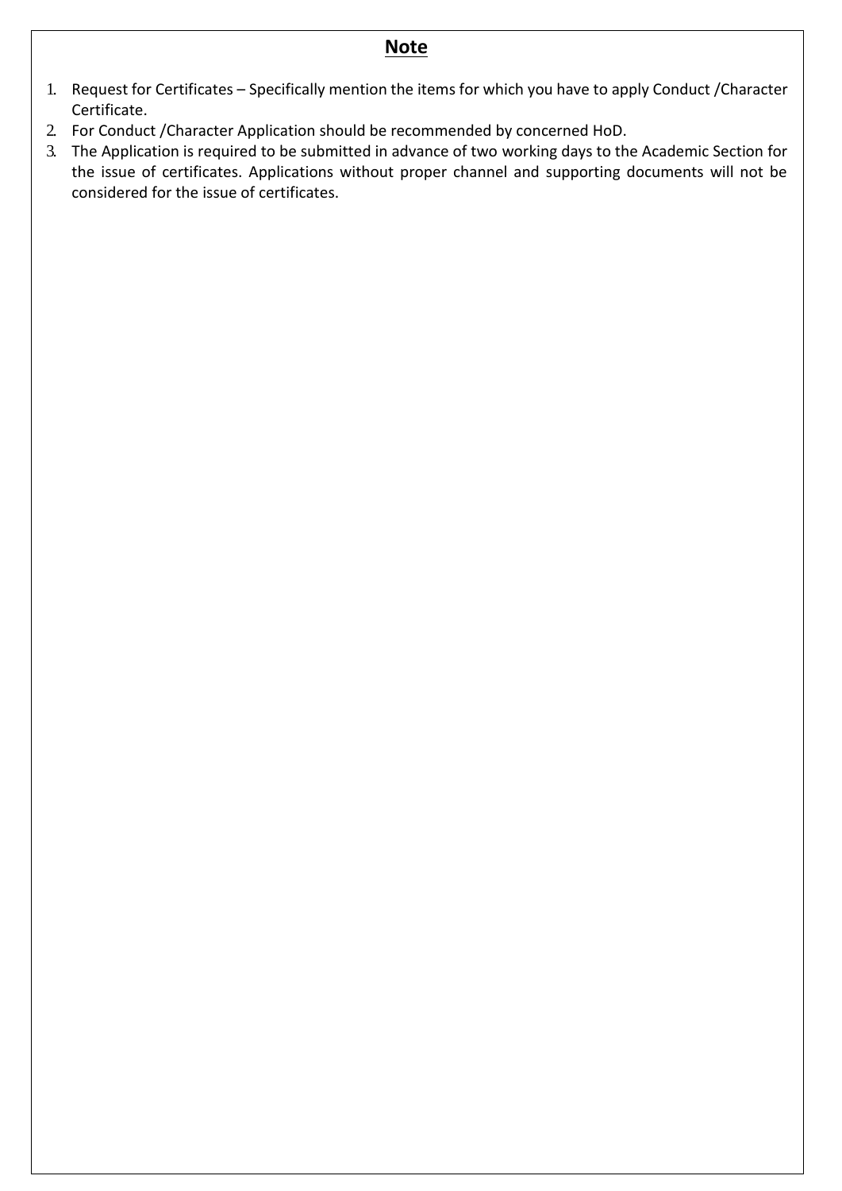## Note

1. Request for Certificates – Specifically mention the items for which you have to apply Conduct /Character Certificate.
2. For Conduct /Character Application should be recommended by concerned HoD.
3. The Application is required to be submitted in advance of two working days to the Academic Section for the issue of certificates. Applications without proper channel and supporting documents will not be considered for the issue of certificates.